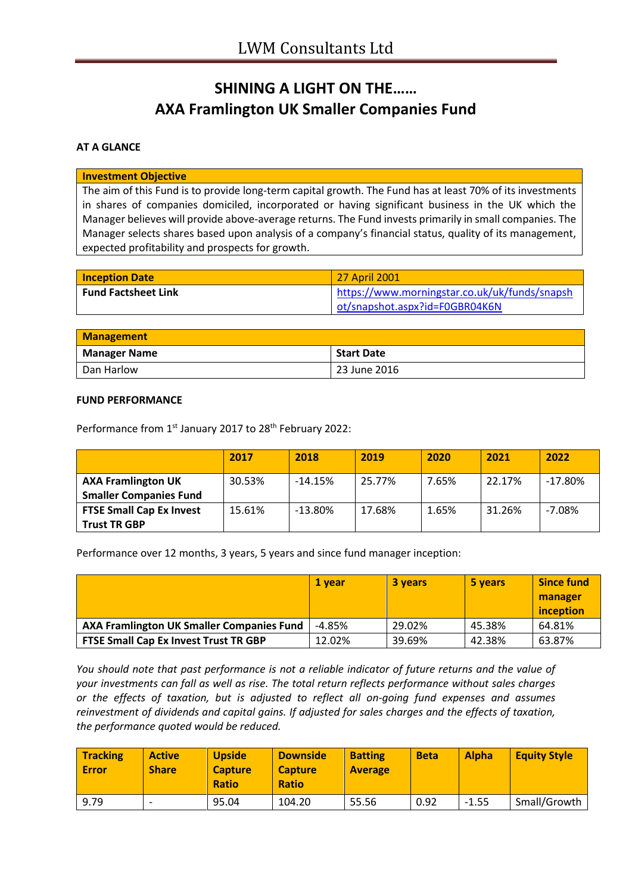# SHINING A LIGHT ON THE……
# AXA Framlington UK Smaller Companies Fund

**AT A GLANCE**

| **Investment Objective** |
|---|
| The aim of this Fund is to provide long-term capital growth. The Fund has at least 70% of its investments in shares of companies domiciled, incorporated or having significant business in the UK which the Manager believes will provide above-average returns. The Fund invests primarily in small companies. The Manager selects shares based upon analysis of a company's financial status, quality of its management, expected profitability and prospects for growth. |

| **Inception Date** | 27 April 2001 |
|---|---|
| **Fund Factsheet Link** | https://www.morningstar.co.uk/uk/funds/snapshot/snapshot.aspx?id=F0GBR04K6N |

| **Management** | |
|---|---|
| **Manager Name** | **Start Date** |
| Dan Harlow | 23 June 2016 |

**FUND PERFORMANCE**

Performance from 1st January 2017 to 28th February 2022:

| | 2017 | 2018 | 2019 | 2020 | 2021 | 2022 |
|---|---|---|---|---|---|---|
| **AXA Framlington UK Smaller Companies Fund** | 30.53% | -14.15% | 25.77% | 7.65% | 22.17% | -17.80% |
| **FTSE Small Cap Ex Invest Trust TR GBP** | 15.61% | -13.80% | 17.68% | 1.65% | 31.26% | -7.08% |

Performance over 12 months, 3 years, 5 years and since fund manager inception:

| | 1 year | 3 years | 5 years | Since fund manager inception |
|---|---|---|---|---|
| **AXA Framlington UK Smaller Companies Fund** | -4.85% | 29.02% | 45.38% | 64.81% |
| **FTSE Small Cap Ex Invest Trust TR GBP** | 12.02% | 39.69% | 42.38% | 63.87% |

*You should note that past performance is not a reliable indicator of future returns and the value of your investments can fall as well as rise. The total return reflects performance without sales charges or the effects of taxation, but is adjusted to reflect all on-going fund expenses and assumes reinvestment of dividends and capital gains. If adjusted for sales charges and the effects of taxation, the performance quoted would be reduced.*

| Tracking Error | Active Share | Upside Capture Ratio | Downside Capture Ratio | Batting Average | Beta | Alpha | Equity Style |
|---|---|---|---|---|---|---|---|
| 9.79 | - | 95.04 | 104.20 | 55.56 | 0.92 | -1.55 | Small/Growth |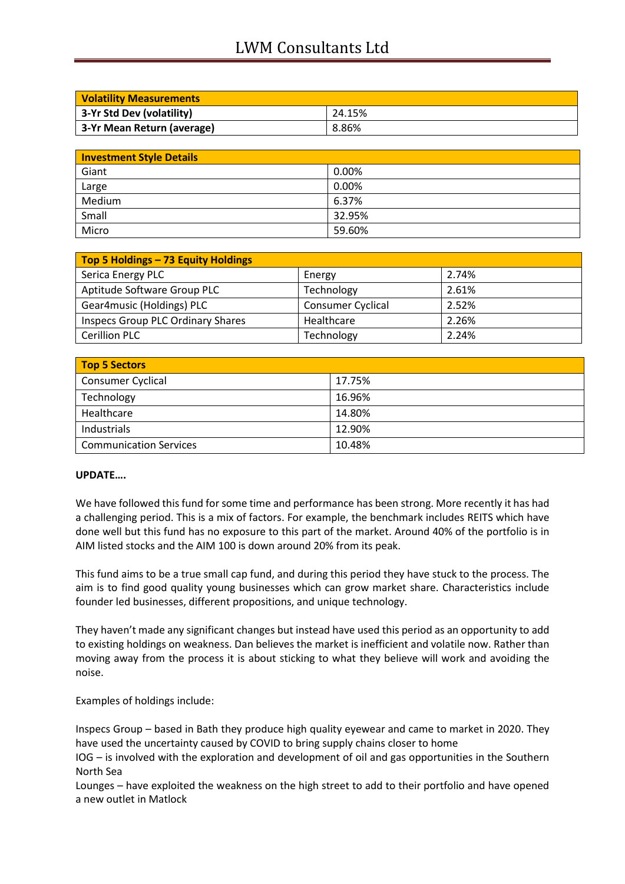| Volatility Measurements | |
|---|---|
| 3-Yr Std Dev (volatility) | 24.15% |
| 3-Yr Mean Return (average) | 8.86% |

| Investment Style Details | |
|---|---|
| Giant | 0.00% |
| Large | 0.00% |
| Medium | 6.37% |
| Small | 32.95% |
| Micro | 59.60% |

| Top 5 Holdings – 73 Equity Holdings | | |
|---|---|---|
| Serica Energy PLC | Energy | 2.74% |
| Aptitude Software Group PLC | Technology | 2.61% |
| Gear4music (Holdings) PLC | Consumer Cyclical | 2.52% |
| Inspecs Group PLC Ordinary Shares | Healthcare | 2.26% |
| Cerillion PLC | Technology | 2.24% |

| Top 5 Sectors | |
|---|---|
| Consumer Cyclical | 17.75% |
| Technology | 16.96% |
| Healthcare | 14.80% |
| Industrials | 12.90% |
| Communication Services | 10.48% |

**UPDATE….**

We have followed this fund for some time and performance has been strong. More recently it has had a challenging period. This is a mix of factors. For example, the benchmark includes REITS which have done well but this fund has no exposure to this part of the market. Around 40% of the portfolio is in AIM listed stocks and the AIM 100 is down around 20% from its peak.

This fund aims to be a true small cap fund, and during this period they have stuck to the process. The aim is to find good quality young businesses which can grow market share. Characteristics include founder led businesses, different propositions, and unique technology.

They haven't made any significant changes but instead have used this period as an opportunity to add to existing holdings on weakness. Dan believes the market is inefficient and volatile now. Rather than moving away from the process it is about sticking to what they believe will work and avoiding the noise.

Examples of holdings include:

Inspecs Group – based in Bath they produce high quality eyewear and came to market in 2020. They have used the uncertainty caused by COVID to bring supply chains closer to home
IOG – is involved with the exploration and development of oil and gas opportunities in the Southern North Sea
Lounges – have exploited the weakness on the high street to add to their portfolio and have opened a new outlet in Matlock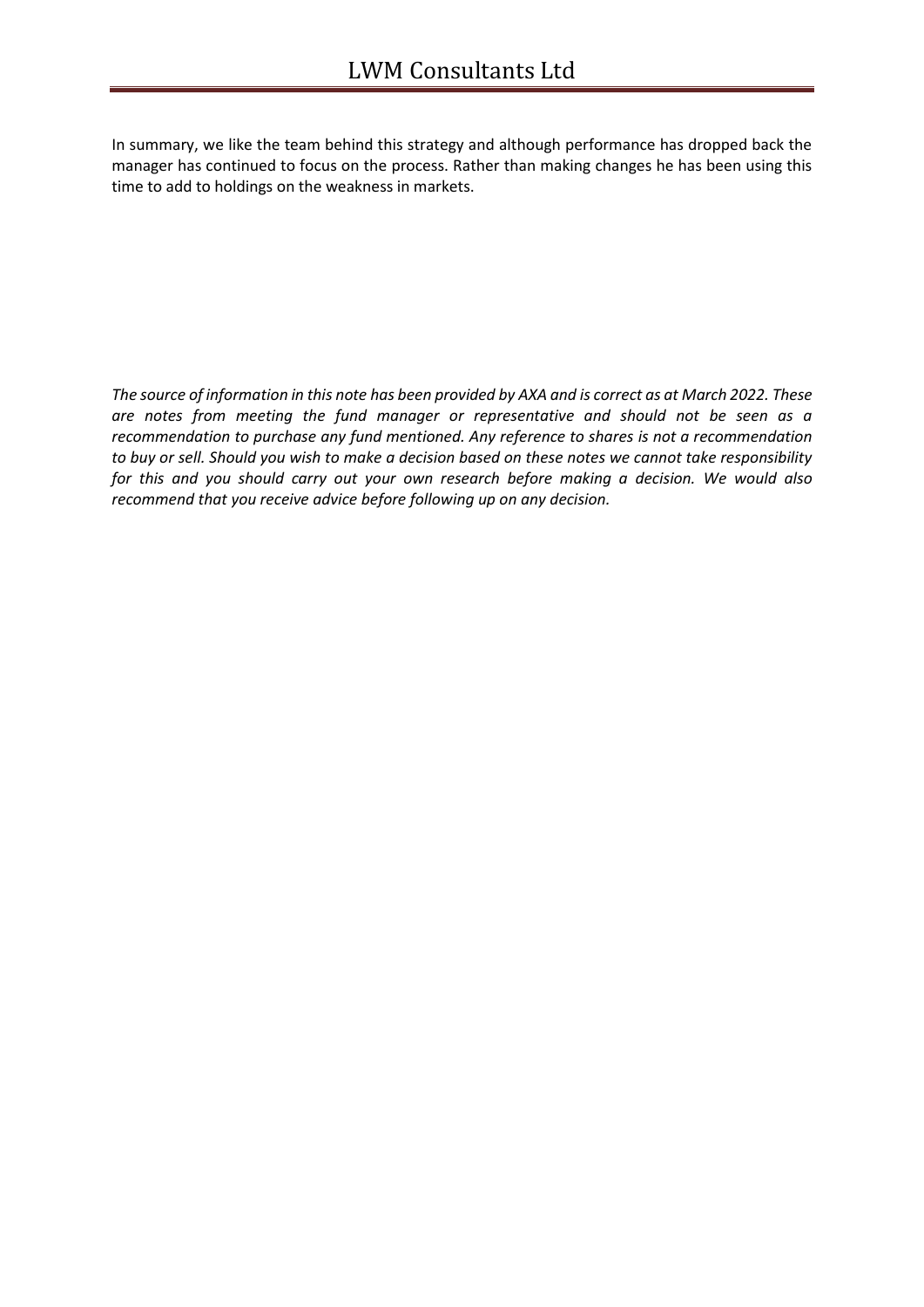In summary, we like the team behind this strategy and although performance has dropped back the manager has continued to focus on the process. Rather than making changes he has been using this time to add to holdings on the weakness in markets.

*The source of information in this note has been provided by AXA and is correct as at March 2022. These are notes from meeting the fund manager or representative and should not be seen as a recommendation to purchase any fund mentioned. Any reference to shares is not a recommendation to buy or sell. Should you wish to make a decision based on these notes we cannot take responsibility for this and you should carry out your own research before making a decision. We would also recommend that you receive advice before following up on any decision.*